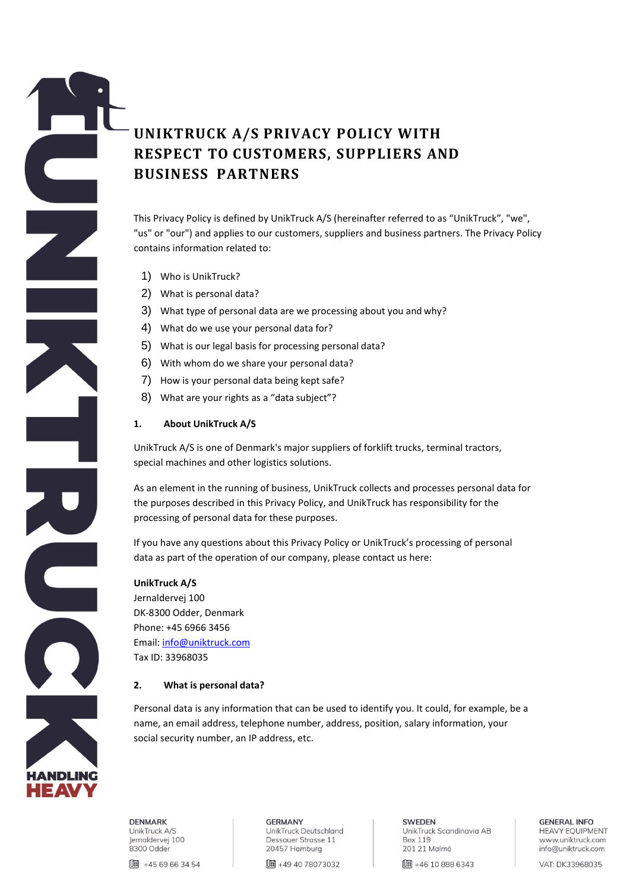# UNIKTRUCK A/S PRIVACY POLICY WITH RESPECT TO CUSTOMERS, SUPPLIERS AND BUSINESS PARTNERS

This Privacy Policy is defined by UnikTruck A/S (hereinafter referred to as "UnikTruck", "we", "us" or "our") and applies to our customers, suppliers and business partners. The Privacy Policy contains information related to:

1) Who is UnikTruck?
2) What is personal data?
3) What type of personal data are we processing about you and why?
4) What do we use your personal data for?
5) What is our legal basis for processing personal data?
6) With whom do we share your personal data?
7) How is your personal data being kept safe?
8) What are your rights as a "data subject"?

## 1. About UnikTruck A/S

UnikTruck A/S is one of Denmark's major suppliers of forklift trucks, terminal tractors, special machines and other logistics solutions.

As an element in the running of business, UnikTruck collects and processes personal data for the purposes described in this Privacy Policy, and UnikTruck has responsibility for the processing of personal data for these purposes.

If you have any questions about this Privacy Policy or UnikTruck's processing of personal data as part of the operation of our company, please contact us here:

**UnikTruck A/S**
Jernaldervej 100
DK-8300 Odder, Denmark
Phone: +45 6966 3456
Email: info@uniktruck.com
Tax ID: 33968035

## 2. What is personal data?

Personal data is any information that can be used to identify you. It could, for example, be a name, an email address, telephone number, address, position, salary information, your social security number, an IP address, etc.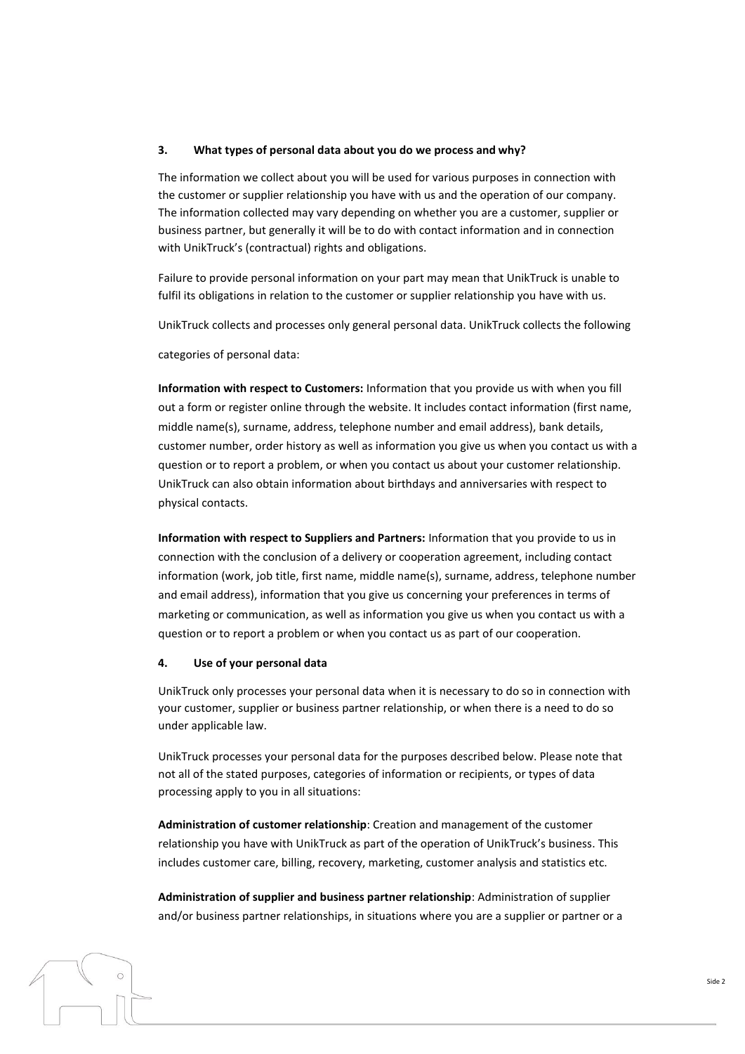## 3. What types of personal data about you do we process and why?

The information we collect about you will be used for various purposes in connection with the customer or supplier relationship you have with us and the operation of our company. The information collected may vary depending on whether you are a customer, supplier or business partner, but generally it will be to do with contact information and in connection with UnikTruck's (contractual) rights and obligations.

Failure to provide personal information on your part may mean that UnikTruck is unable to fulfil its obligations in relation to the customer or supplier relationship you have with us.

UnikTruck collects and processes only general personal data. UnikTruck collects the following

categories of personal data:

**Information with respect to Customers:** Information that you provide us with when you fill out a form or register online through the website. It includes contact information (first name, middle name(s), surname, address, telephone number and email address), bank details, customer number, order history as well as information you give us when you contact us with a question or to report a problem, or when you contact us about your customer relationship. UnikTruck can also obtain information about birthdays and anniversaries with respect to physical contacts.

**Information with respect to Suppliers and Partners:** Information that you provide to us in connection with the conclusion of a delivery or cooperation agreement, including contact information (work, job title, first name, middle name(s), surname, address, telephone number and email address), information that you give us concerning your preferences in terms of marketing or communication, as well as information you give us when you contact us with a question or to report a problem or when you contact us as part of our cooperation.

## 4. Use of your personal data

UnikTruck only processes your personal data when it is necessary to do so in connection with your customer, supplier or business partner relationship, or when there is a need to do so under applicable law.

UnikTruck processes your personal data for the purposes described below. Please note that not all of the stated purposes, categories of information or recipients, or types of data processing apply to you in all situations:

**Administration of customer relationship**: Creation and management of the customer relationship you have with UnikTruck as part of the operation of UnikTruck's business. This includes customer care, billing, recovery, marketing, customer analysis and statistics etc.

**Administration of supplier and business partner relationship**: Administration of supplier and/or business partner relationships, in situations where you are a supplier or partner or a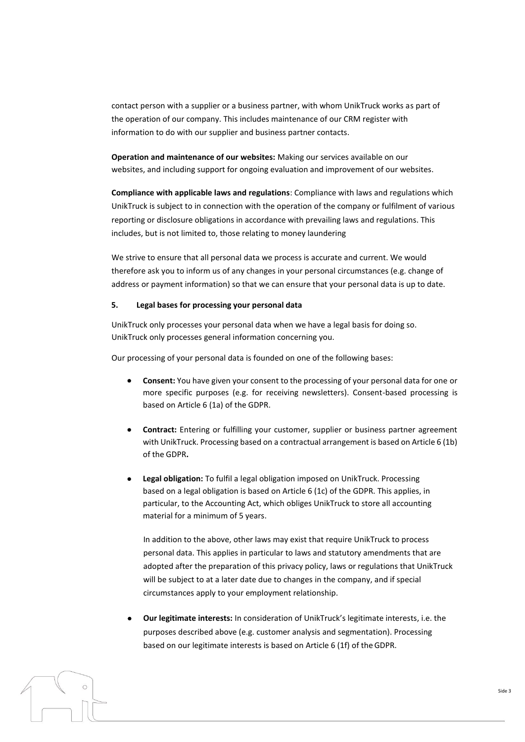contact person with a supplier or a business partner, with whom UnikTruck works as part of the operation of our company. This includes maintenance of our CRM register with information to do with our supplier and business partner contacts.

**Operation and maintenance of our websites:** Making our services available on our websites, and including support for ongoing evaluation and improvement of our websites.

**Compliance with applicable laws and regulations**: Compliance with laws and regulations which UnikTruck is subject to in connection with the operation of the company or fulfilment of various reporting or disclosure obligations in accordance with prevailing laws and regulations. This includes, but is not limited to, those relating to money laundering

We strive to ensure that all personal data we process is accurate and current. We would therefore ask you to inform us of any changes in your personal circumstances (e.g. change of address or payment information) so that we can ensure that your personal data is up to date.

## 5. Legal bases for processing your personal data

UnikTruck only processes your personal data when we have a legal basis for doing so. UnikTruck only processes general information concerning you.

Our processing of your personal data is founded on one of the following bases:

- **Consent:** You have given your consent to the processing of your personal data for one or more specific purposes (e.g. for receiving newsletters). Consent-based processing is based on Article 6 (1a) of the GDPR.

- **Contract:** Entering or fulfilling your customer, supplier or business partner agreement with UnikTruck. Processing based on a contractual arrangement is based on Article 6 (1b) of the GDPR**.**

- **Legal obligation:** To fulfil a legal obligation imposed on UnikTruck. Processing based on a legal obligation is based on Article 6 (1c) of the GDPR. This applies, in particular, to the Accounting Act, which obliges UnikTruck to store all accounting material for a minimum of 5 years.

  In addition to the above, other laws may exist that require UnikTruck to process personal data. This applies in particular to laws and statutory amendments that are adopted after the preparation of this privacy policy, laws or regulations that UnikTruck will be subject to at a later date due to changes in the company, and if special circumstances apply to your employment relationship.

- **Our legitimate interests:** In consideration of UnikTruck's legitimate interests, i.e. the purposes described above (e.g. customer analysis and segmentation). Processing based on our legitimate interests is based on Article 6 (1f) of the GDPR.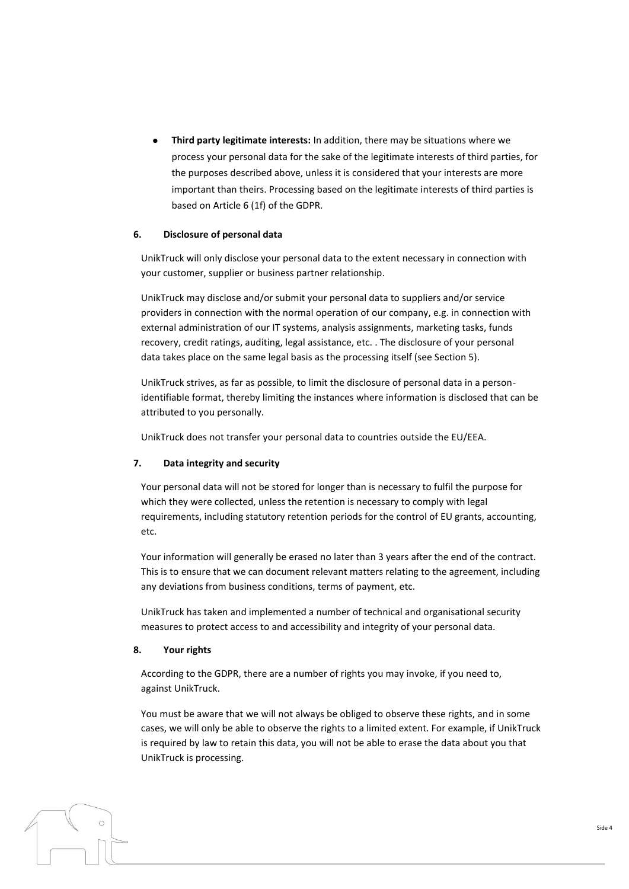- **Third party legitimate interests:** In addition, there may be situations where we process your personal data for the sake of the legitimate interests of third parties, for the purposes described above, unless it is considered that your interests are more important than theirs. Processing based on the legitimate interests of third parties is based on Article 6 (1f) of the GDPR.

## 6. Disclosure of personal data

UnikTruck will only disclose your personal data to the extent necessary in connection with your customer, supplier or business partner relationship.

UnikTruck may disclose and/or submit your personal data to suppliers and/or service providers in connection with the normal operation of our company, e.g. in connection with external administration of our IT systems, analysis assignments, marketing tasks, funds recovery, credit ratings, auditing, legal assistance, etc. . The disclosure of your personal data takes place on the same legal basis as the processing itself (see Section 5).

UnikTruck strives, as far as possible, to limit the disclosure of personal data in a person-identifiable format, thereby limiting the instances where information is disclosed that can be attributed to you personally.

UnikTruck does not transfer your personal data to countries outside the EU/EEA.

## 7. Data integrity and security

Your personal data will not be stored for longer than is necessary to fulfil the purpose for which they were collected, unless the retention is necessary to comply with legal requirements, including statutory retention periods for the control of EU grants, accounting, etc.

Your information will generally be erased no later than 3 years after the end of the contract. This is to ensure that we can document relevant matters relating to the agreement, including any deviations from business conditions, terms of payment, etc.

UnikTruck has taken and implemented a number of technical and organisational security measures to protect access to and accessibility and integrity of your personal data.

## 8. Your rights

According to the GDPR, there are a number of rights you may invoke, if you need to, against UnikTruck.

You must be aware that we will not always be obliged to observe these rights, and in some cases, we will only be able to observe the rights to a limited extent. For example, if UnikTruck is required by law to retain this data, you will not be able to erase the data about you that UnikTruck is processing.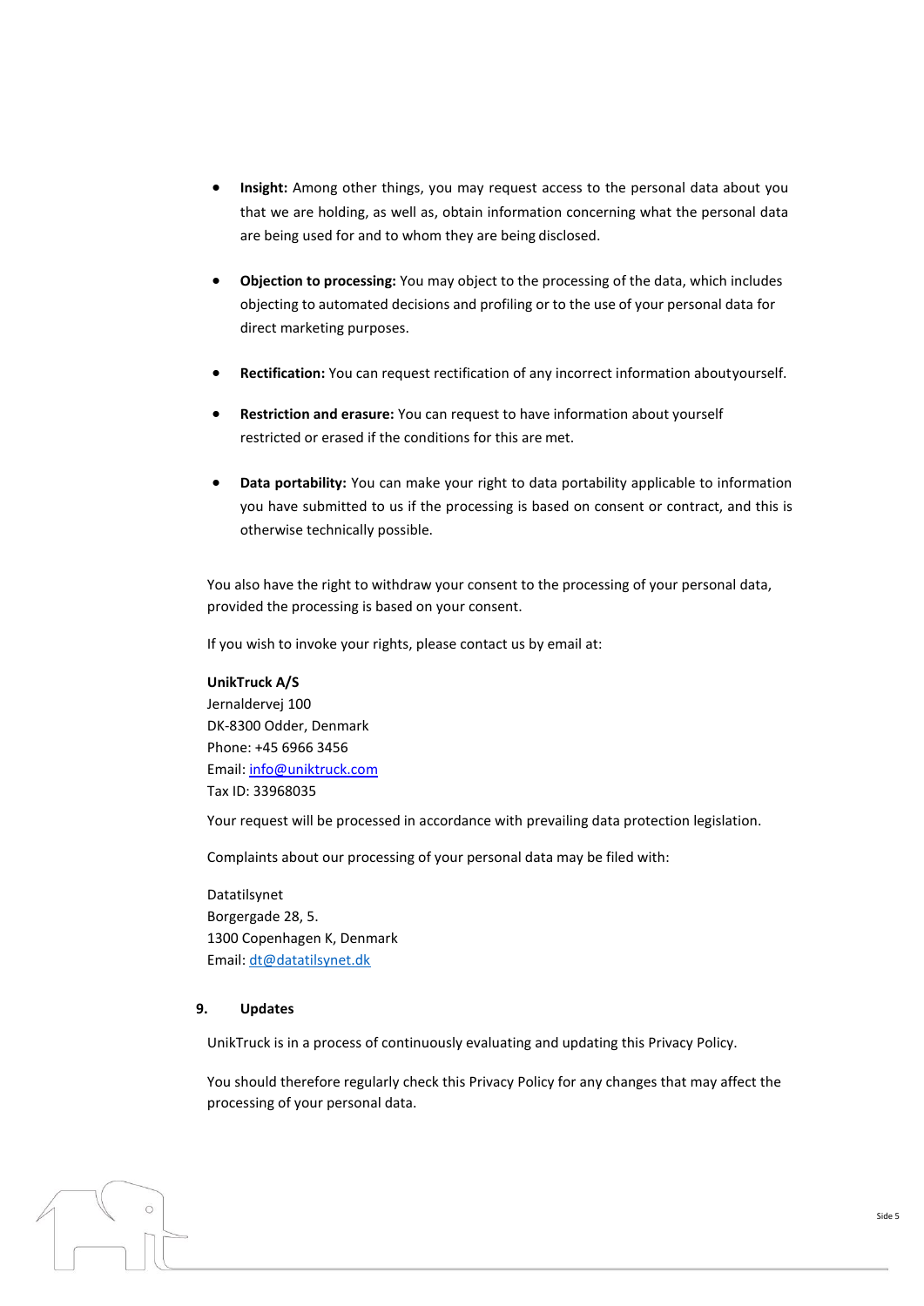- **Insight:** Among other things, you may request access to the personal data about you that we are holding, as well as, obtain information concerning what the personal data are being used for and to whom they are being disclosed.

- **Objection to processing:** You may object to the processing of the data, which includes objecting to automated decisions and profiling or to the use of your personal data for direct marketing purposes.

- **Rectification:** You can request rectification of any incorrect information aboutyourself.

- **Restriction and erasure:** You can request to have information about yourself restricted or erased if the conditions for this are met.

- **Data portability:** You can make your right to data portability applicable to information you have submitted to us if the processing is based on consent or contract, and this is otherwise technically possible.

You also have the right to withdraw your consent to the processing of your personal data, provided the processing is based on your consent.

If you wish to invoke your rights, please contact us by email at:

**UnikTruck A/S**
Jernaldervej 100
DK-8300 Odder, Denmark
Phone: +45 6966 3456
Email: info@uniktruck.com
Tax ID: 33968035

Your request will be processed in accordance with prevailing data protection legislation.

Complaints about our processing of your personal data may be filed with:

Datatilsynet
Borgergade 28, 5.
1300 Copenhagen K, Denmark
Email: dt@datatilsynet.dk

## 9. Updates

UnikTruck is in a process of continuously evaluating and updating this Privacy Policy.

You should therefore regularly check this Privacy Policy for any changes that may affect the processing of your personal data.